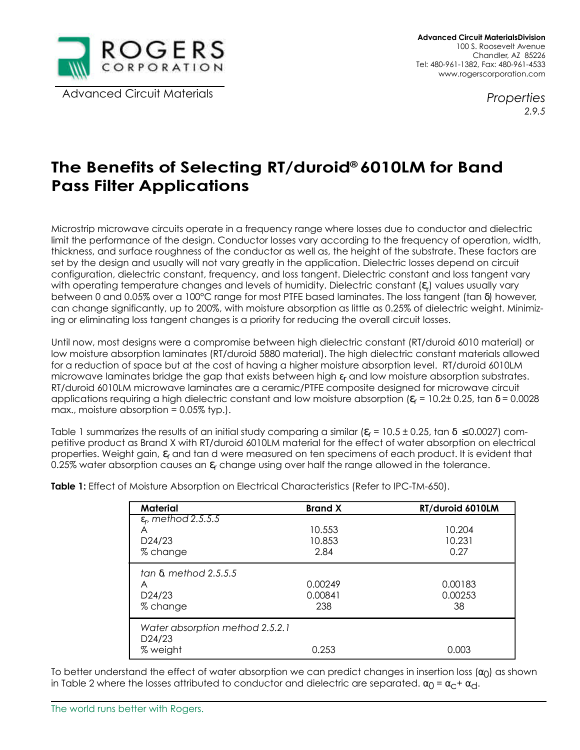Advanced Circuit MaterialsDivision
100 S. Roosevelt Avenue
Chandler, AZ 85226
Tel: 480-961-1382, Fax: 480-961-4533
www.rogerscorporation.com

Advanced Circuit Materials

*Properties*
*2.9.5*

# The Benefits of Selecting RT/duroid® 6010LM for Band Pass Filter Applications

Microstrip microwave circuits operate in a frequency range where losses due to conductor and dielectric limit the performance of the design. Conductor losses vary according to the frequency of operation, width, thickness, and surface roughness of the conductor as well as, the height of the substrate. These factors are set by the design and usually will not vary greatly in the application. Dielectric losses depend on circuit configuration, dielectric constant, frequency, and loss tangent. Dielectric constant and loss tangent vary with operating temperature changes and levels of humidity. Dielectric constant ($\varepsilon_r$) values usually vary between 0 and 0.05% over a 100°C range for most PTFE based laminates. The loss tangent (tan $\delta$) however, can change significantly, up to 200%, with moisture absorption as little as 0.25% of dielectric weight. Minimizing or eliminating loss tangent changes is a priority for reducing the overall circuit losses.

Until now, most designs were a compromise between high dielectric constant (RT/duroid 6010 material) or low moisture absorption laminates (RT/duroid 5880 material). The high dielectric constant materials allowed for a reduction of space but at the cost of having a higher moisture absorption level. RT/duroid 6010LM microwave laminates bridge the gap that exists between high $\varepsilon_r$ and low moisture absorption substrates. RT/duroid 6010LM microwave laminates are a ceramic/PTFE composite designed for microwave circuit applications requiring a high dielectric constant and low moisture absorption ($\varepsilon_r$ = 10.2± 0.25, tan $\delta$ = 0.0028 max., moisture absorption = 0.05% typ.).

Table 1 summarizes the results of an initial study comparing a similar ($\varepsilon_r$ = 10.5 ± 0.25, tan $\delta$ ≤0.0027) competitive product as Brand X with RT/duroid 6010LM material for the effect of water absorption on electrical properties. Weight gain, $\varepsilon_r$ and tan d were measured on ten specimens of each product. It is evident that 0.25% water absorption causes an $\varepsilon_r$ change using over half the range allowed in the tolerance.

**Table 1:** Effect of Moisture Absorption on Electrical Characteristics (Refer to IPC-TM-650).

| Material | Brand X | RT/duroid 6010LM |
|---|---|---|
| *$\varepsilon_r$, method 2.5.5.5* | | |
| A | 10.553 | 10.204 |
| D24/23 | 10.853 | 10.231 |
| % change | 2.84 | 0.27 |
| *tan $\delta$, method 2.5.5.5* | | |
| A | 0.00249 | 0.00183 |
| D24/23 | 0.00841 | 0.00253 |
| % change | 238 | 38 |
| *Water absorption method 2.5.2.1* | | |
| D24/23 | | |
| % weight | 0.253 | 0.003 |

To better understand the effect of water absorption we can predict changes in insertion loss ($\alpha_0$) as shown in Table 2 where the losses attributed to conductor and dielectric are separated. $\alpha_0 = \alpha_C + \alpha_d$.

The world runs better with Rogers.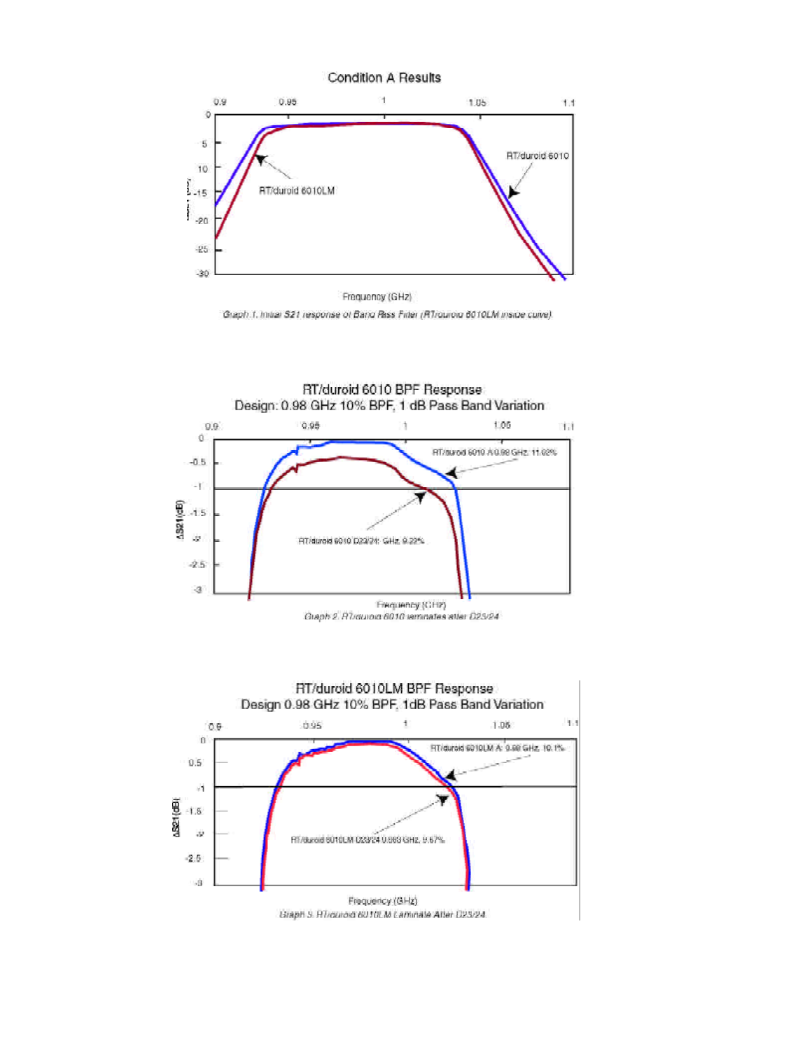Condition A Results

0.9
0.95
1
1.05
1.1

0
5
10
-15
-20
-25
-30

RT/duroid 6010

RT/duroid 6010LM

Frequency (GHz)

*Graph 1. Initial S21 response of Band Pass Filter (RT/duroid 6010LM inside curve)*

RT/duroid 6010 BPF Response
Design: 0.98 GHz 10% BPF, 1 dB Pass Band Variation

0.9
0.95
1
1.05
1.1

0
-0.5
-1
-1.5
-2
-2.5
-3

ΔS21(dB)

RT/duroid 6010 A 0.98 GHz, 11.02%

RT/duroid 6010 D23/24: GHz, 9.22%

Frequency (GHz)

*Graph 2. RT/duroid 6010 laminates after D23/24*

RT/duroid 6010LM BPF Response
Design 0.98 GHz 10% BPF, 1dB Pass Band Variation

0.9
0.95
1
1.05
1.1

0
0.5
-1
-1.5
-2
-2.5
-3

ΔS21(dB)

RT/duroid 6010LM A: 0.98 GHz, 10.1%

RT/duroid 6010LM D23/24 0.983 GHz, 9.67%

Frequency (GHz)

*Graph 3. RT/duroid 6010LM Laminate After D23/24*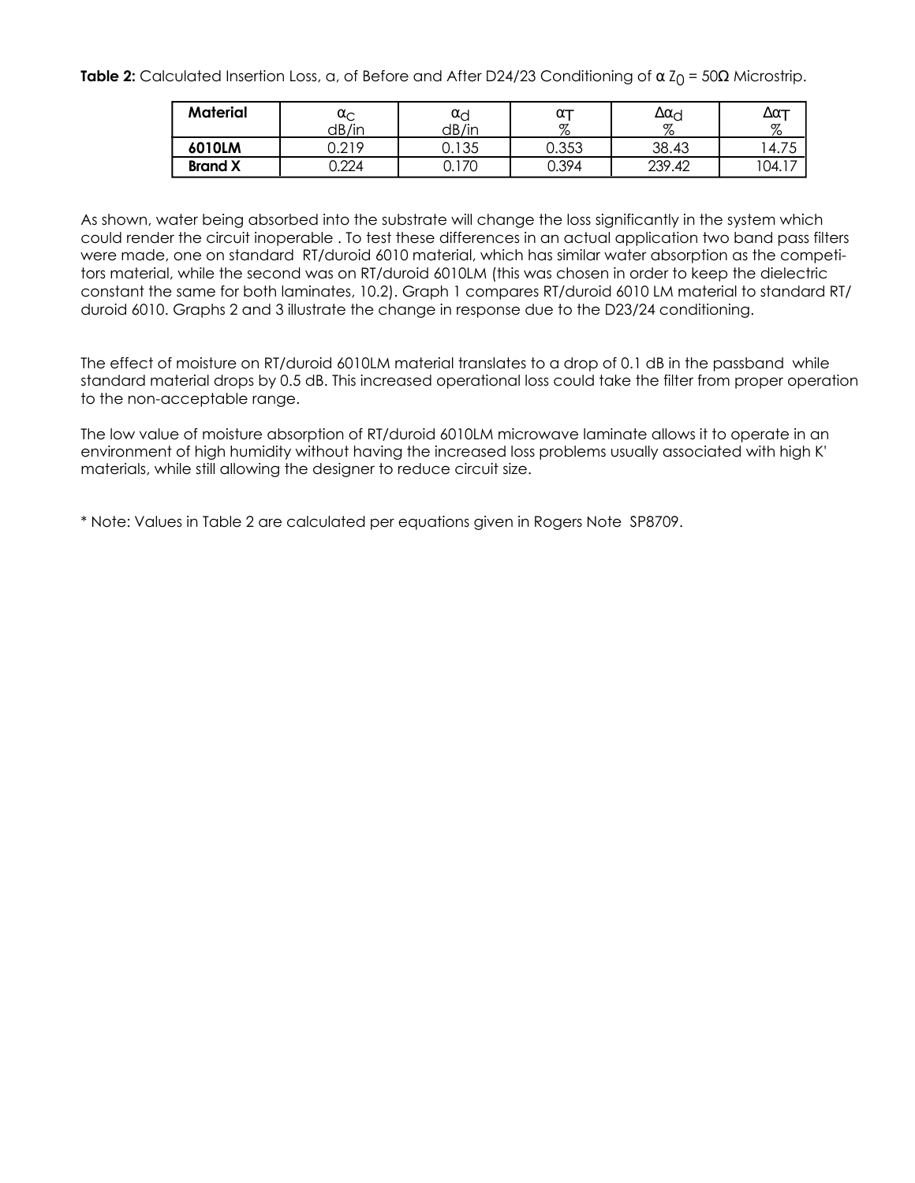**Table 2:** Calculated Insertion Loss, a, of Before and After D24/23 Conditioning of $\alpha$ $Z_0$ = 50Ω Microstrip.

| Material | $\alpha_c$ dB/in | $\alpha_d$ dB/in | $\alpha_T$ % | $\Delta\alpha_d$ % | $\Delta\alpha_T$ % |
|---|---|---|---|---|---|
| **6010LM** | 0.219 | 0.135 | 0.353 | 38.43 | 14.75 |
| **Brand X** | 0.224 | 0.170 | 0.394 | 239.42 | 104.17 |

As shown, water being absorbed into the substrate will change the loss significantly in the system which could render the circuit inoperable . To test these differences in an actual application two band pass filters were made, one on standard RT/duroid 6010 material, which has similar water absorption as the competitors material, while the second was on RT/duroid 6010LM (this was chosen in order to keep the dielectric constant the same for both laminates, 10.2). Graph 1 compares RT/duroid 6010 LM material to standard RT/duroid 6010. Graphs 2 and 3 illustrate the change in response due to the D23/24 conditioning.

The effect of moisture on RT/duroid 6010LM material translates to a drop of 0.1 dB in the passband while standard material drops by 0.5 dB. This increased operational loss could take the filter from proper operation to the non-acceptable range.

The low value of moisture absorption of RT/duroid 6010LM microwave laminate allows it to operate in an environment of high humidity without having the increased loss problems usually associated with high K' materials, while still allowing the designer to reduce circuit size.

* Note: Values in Table 2 are calculated per equations given in Rogers Note SP8709.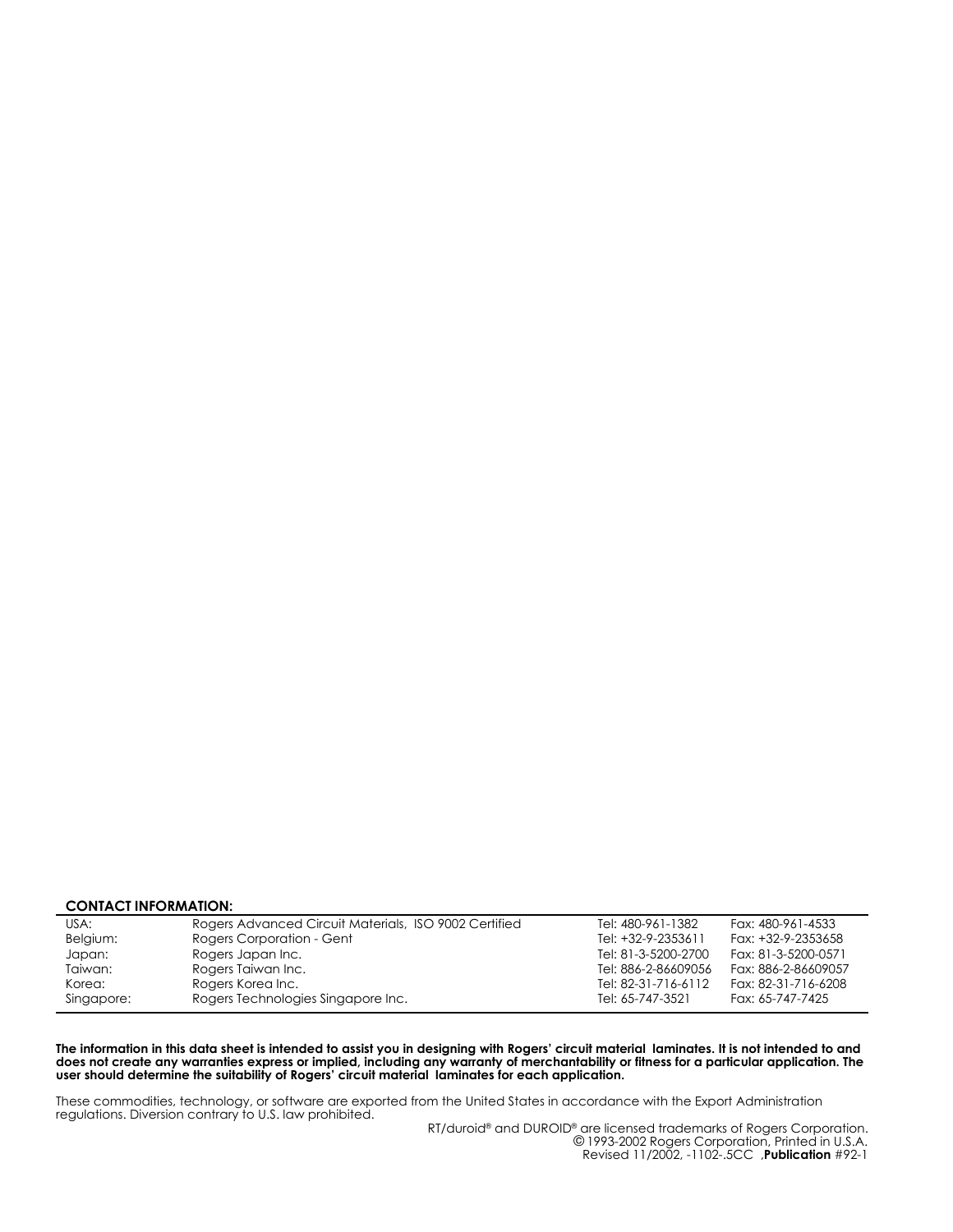**CONTACT INFORMATION:**

| | | | |
|---|---|---|---|
| USA: | Rogers Advanced Circuit Materials, ISO 9002 Certified | Tel: 480-961-1382 | Fax: 480-961-4533 |
| Belgium: | Rogers Corporation - Gent | Tel: +32-9-2353611 | Fax: +32-9-2353658 |
| Japan: | Rogers Japan Inc. | Tel: 81-3-5200-2700 | Fax: 81-3-5200-0571 |
| Taiwan: | Rogers Taiwan Inc. | Tel: 886-2-86609056 | Fax: 886-2-86609057 |
| Korea: | Rogers Korea Inc. | Tel: 82-31-716-6112 | Fax: 82-31-716-6208 |
| Singapore: | Rogers Technologies Singapore Inc. | Tel: 65-747-3521 | Fax: 65-747-7425 |

**The information in this data sheet is intended to assist you in designing with Rogers' circuit material laminates. It is not intended to and does not create any warranties express or implied, including any warranty of merchantability or fitness for a particular application. The user should determine the suitability of Rogers' circuit material laminates for each application.**

These commodities, technology, or software are exported from the United States in accordance with the Export Administration regulations. Diversion contrary to U.S. law prohibited.

RT/duroid® and DUROID® are licensed trademarks of Rogers Corporation.
© 1993-2002 Rogers Corporation, Printed in U.S.A.
Revised 11/2002, -1102-.5CC ,**Publication** #92-1